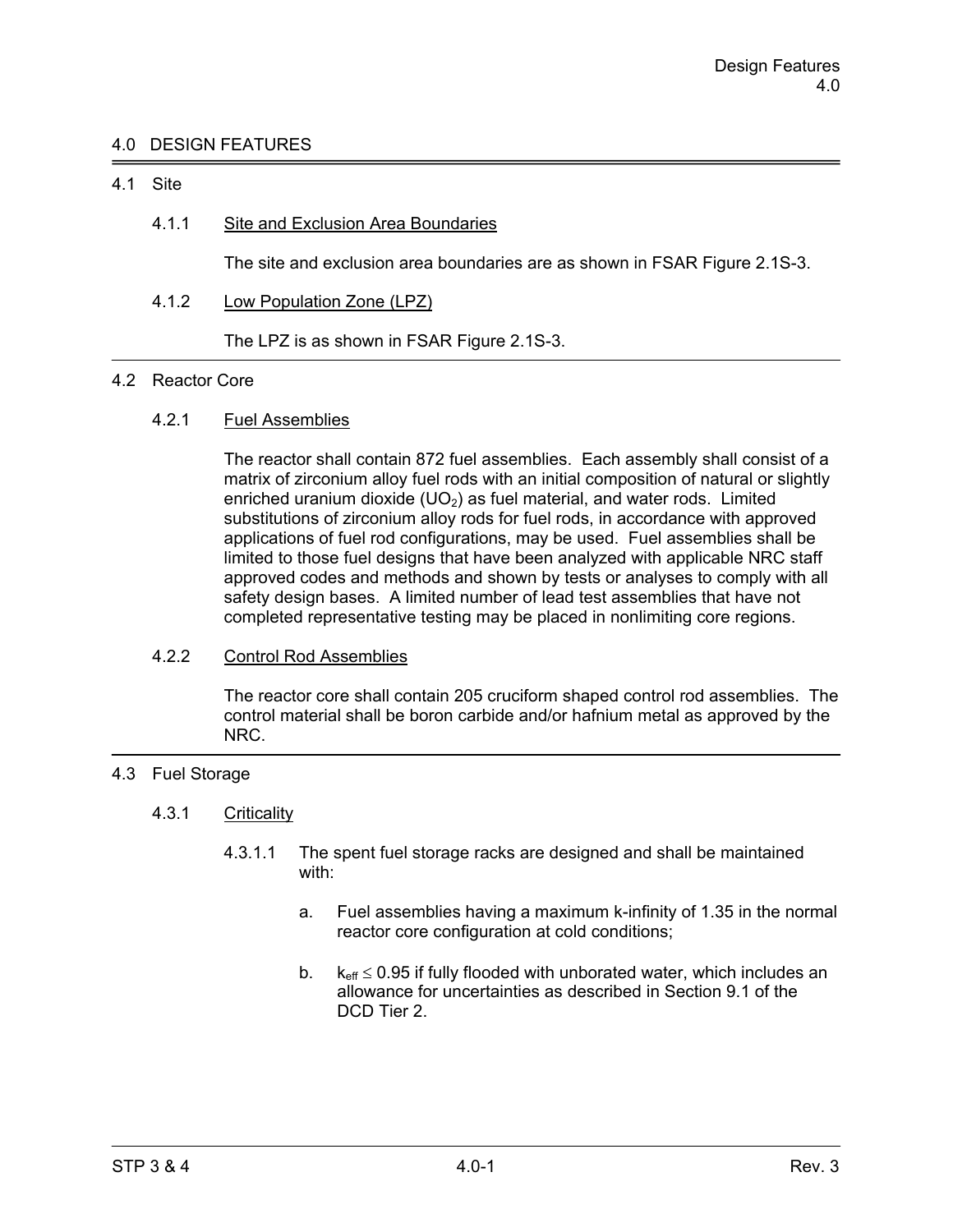# 4.0 DESIGN FEATURES

## 4.1 Site

### 4.1.1 Site and Exclusion Area Boundaries

The site and exclusion area boundaries are as shown in FSAR Figure 2.1S-3.

### 4.1.2 Low Population Zone (LPZ)

The LPZ is as shown in FSAR Figure 2.1S-3.

## 4.2 Reactor Core

### 4.2.1 Fuel Assemblies

The reactor shall contain 872 fuel assemblies. Each assembly shall consist of a matrix of zirconium alloy fuel rods with an initial composition of natural or slightly enriched uranium dioxide ($UO_2$) as fuel material, and water rods. Limited substitutions of zirconium alloy rods for fuel rods, in accordance with approved applications of fuel rod configurations, may be used. Fuel assemblies shall be limited to those fuel designs that have been analyzed with applicable NRC staff approved codes and methods and shown by tests or analyses to comply with all safety design bases. A limited number of lead test assemblies that have not completed representative testing may be placed in nonlimiting core regions.

### 4.2.2 Control Rod Assemblies

The reactor core shall contain 205 cruciform shaped control rod assemblies. The control material shall be boron carbide and/or hafnium metal as approved by the NRC.

## 4.3 Fuel Storage

### 4.3.1 Criticality

4.3.1.1 The spent fuel storage racks are designed and shall be maintained with:

a. Fuel assemblies having a maximum k-infinity of 1.35 in the normal reactor core configuration at cold conditions;

b. $k_{eff} \leq 0.95$ if fully flooded with unborated water, which includes an allowance for uncertainties as described in Section 9.1 of the DCD Tier 2.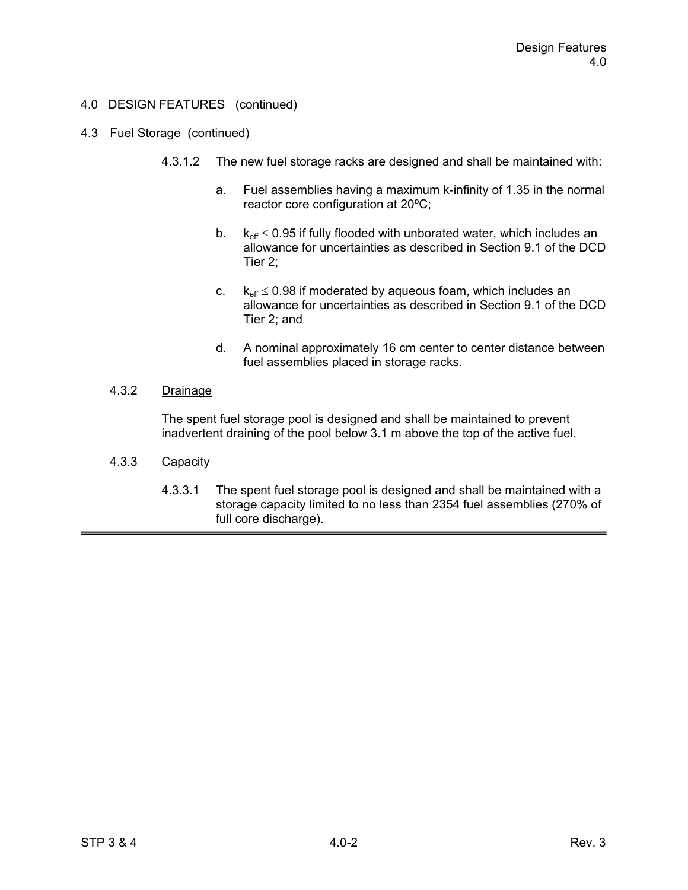## 4.0 DESIGN FEATURES (continued)

### 4.3 Fuel Storage (continued)

4.3.1.2 The new fuel storage racks are designed and shall be maintained with:

a. Fuel assemblies having a maximum k-infinity of 1.35 in the normal reactor core configuration at 20ºC;

b. $k_{eff} \leq 0.95$ if fully flooded with unborated water, which includes an allowance for uncertainties as described in Section 9.1 of the DCD Tier 2;

c. $k_{eff} \leq 0.98$ if moderated by aqueous foam, which includes an allowance for uncertainties as described in Section 9.1 of the DCD Tier 2; and

d. A nominal approximately 16 cm center to center distance between fuel assemblies placed in storage racks.

#### 4.3.2 Drainage

The spent fuel storage pool is designed and shall be maintained to prevent inadvertent draining of the pool below 3.1 m above the top of the active fuel.

#### 4.3.3 Capacity

4.3.3.1 The spent fuel storage pool is designed and shall be maintained with a storage capacity limited to no less than 2354 fuel assemblies (270% of full core discharge).